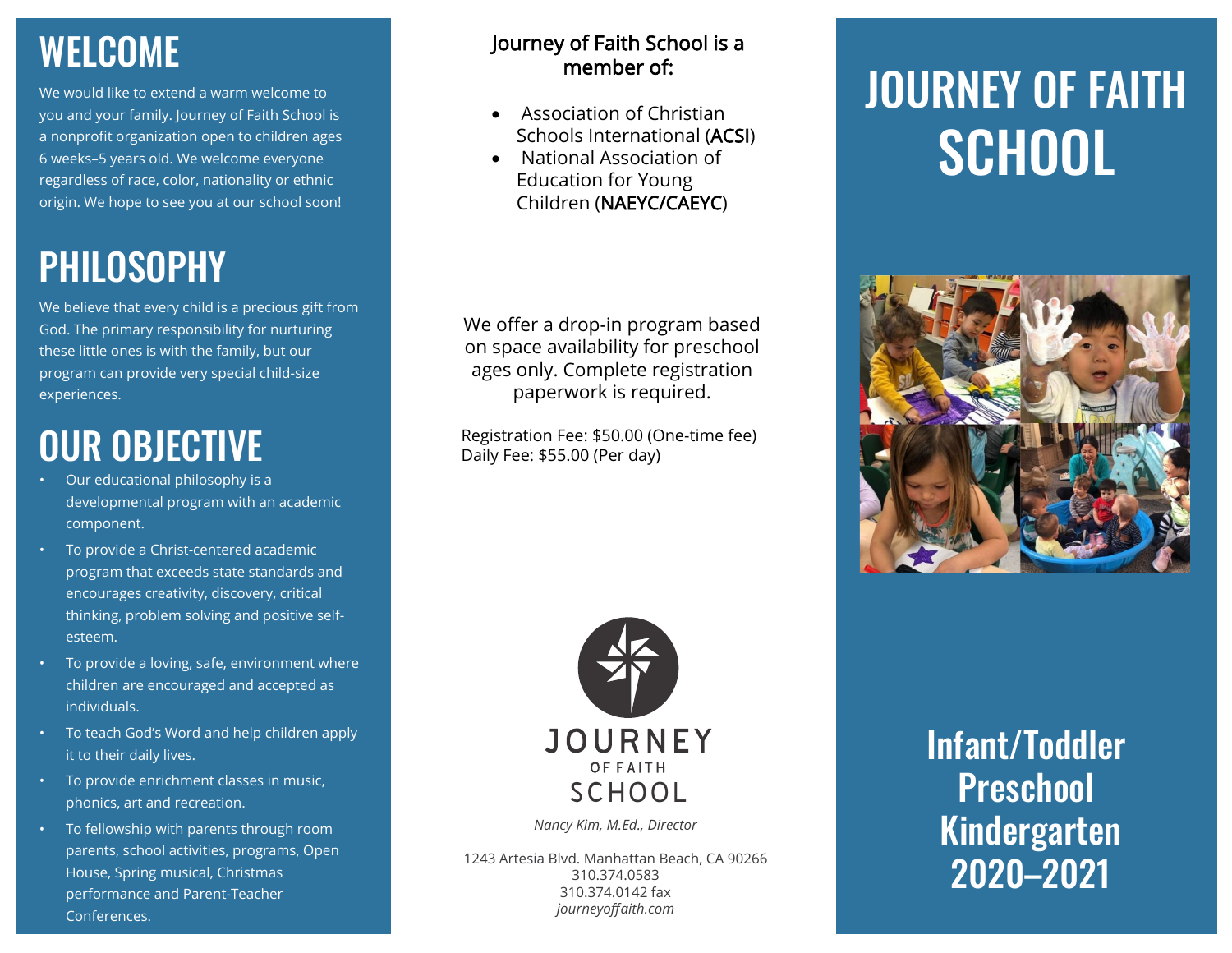## WELCOME

We would like to extend a warm welcome to you and your family. Journey of Faith School is a nonprofit organization open to children ages 6 weeks–5 years old. We welcome everyone regardless of race, color, nationality or ethnic origin. We hope to see you at our school soon!

## PHILOSOPHY

We believe that every child is a precious gift from God. The primary responsibility for nurturing these little ones is with the family, but our program can provide very special child-size experiences.

## OUR OBJECTIVE

- Our educational philosophy is a developmental program with an academic component.
- To provide a Christ-centered academic program that exceeds state standards and encourages creativity, discovery, critical thinking, problem solving and positive self-esteem.
- To provide a loving, safe, environment where children are encouraged and accepted as individuals.
- To teach God's Word and help children apply it to their daily lives.
- To provide enrichment classes in music, phonics, art and recreation.
- To fellowship with parents through room parents, school activities, programs, Open House, Spring musical, Christmas performance and Parent-Teacher Conferences.

Journey of Faith School is a member of:

- Association of Christian Schools International (ACSI)
- National Association of Education for Young Children (NAEYC/CAEYC)

We offer a drop-in program based on space availability for preschool ages only. Complete registration paperwork is required.

Registration Fee: $50.00 (One-time fee)
Daily Fee: $55.00 (Per day)

JOURNEY OF FAITH SCHOOL

*Nancy Kim, M.Ed., Director*

1243 Artesia Blvd. Manhattan Beach, CA 90266
310.374.0583
310.374.0142 fax
*journeyoffaith.com*

# JOURNEY OF FAITH SCHOOL

## Infant/Toddler
## Preschool
## Kindergarten
## 2020–2021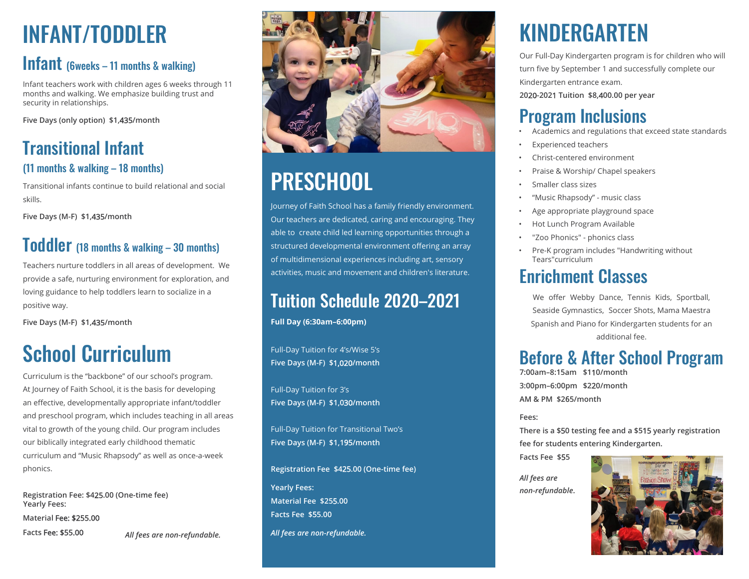# INFANT/TODDLER

## Infant (6weeks – 11 months & walking)

Infant teachers work with children ages 6 weeks through 11 months and walking. We emphasize building trust and security in relationships.

**Five Days (only option) $1,435/month**

## Transitional Infant

### (11 months & walking – 18 months)

Transitional infants continue to build relational and social skills.

**Five Days (M-F) $1,435/month**

## Toddler (18 months & walking – 30 months)

Teachers nurture toddlers in all areas of development. We provide a safe, nurturing environment for exploration, and loving guidance to help toddlers learn to socialize in a positive way.

**Five Days (M-F) $1,435/month**

# School Curriculum

Curriculum is the “backbone” of our school’s program. At Journey of Faith School, it is the basis for developing an effective, developmentally appropriate infant/toddler and preschool program, which includes teaching in all areas vital to growth of the young child. Our program includes our biblically integrated early childhood thematic curriculum and “Music Rhapsody” as well as once-a-week phonics.

**Registration Fee: $425.00 (One-time fee)**
**Yearly Fees:**

**Material Fee: $255.00**

**Facts Fee: $55.00**

*All fees are non-refundable.*

# PRESCHOOL

Journey of Faith School has a family friendly environment. Our teachers are dedicated, caring and encouraging. They able to create child led learning opportunities through a structured developmental environment offering an array of multidimensional experiences including art, sensory activities, music and movement and children's literature.

## Tuition Schedule 2020–2021

**Full Day (6:30am–6:00pm)**

Full-Day Tuition for 4’s/Wise 5’s
**Five Days (M-F) $1,020/month**

Full-Day Tuition for 3’s
**Five Days (M-F) $1,030/month**

Full-Day Tuition for Transitional Two’s
**Five Days (M-F) $1,195/month**

**Registration Fee $425.00 (One-time fee)**

**Yearly Fees:**

**Material Fee $255.00**

**Facts Fee $55.00**

*All fees are non-refundable.*

# KINDERGARTEN

Our Full-Day Kindergarten program is for children who will turn five by September 1 and successfully complete our Kindergarten entrance exam.

**2020-2021 Tuition $8,400.00 per year**

## Program Inclusions

- Academics and regulations that exceed state standards
- Experienced teachers
- Christ-centered environment
- Praise & Worship/ Chapel speakers
- Smaller class sizes
- “Music Rhapsody” - music class
- Age appropriate playground space
- Hot Lunch Program Available
- "Zoo Phonics" - phonics class
- Pre-K program includes "Handwriting without Tears"curriculum

## Enrichment Classes

We offer Webby Dance, Tennis Kids, Sportball, Seaside Gymnastics, Soccer Shots, Mama Maestra Spanish and Piano for Kindergarten students for an additional fee.

## Before & After School Program

**7:00am–8:15am $110/month**

**3:00pm–6:00pm $220/month**

**AM & PM $265/month**

**Fees:**

**There is a $50 testing fee and a $515 yearly registration fee for students entering Kindergarten.**

**Facts Fee $55**

***All fees are non-refundable.***